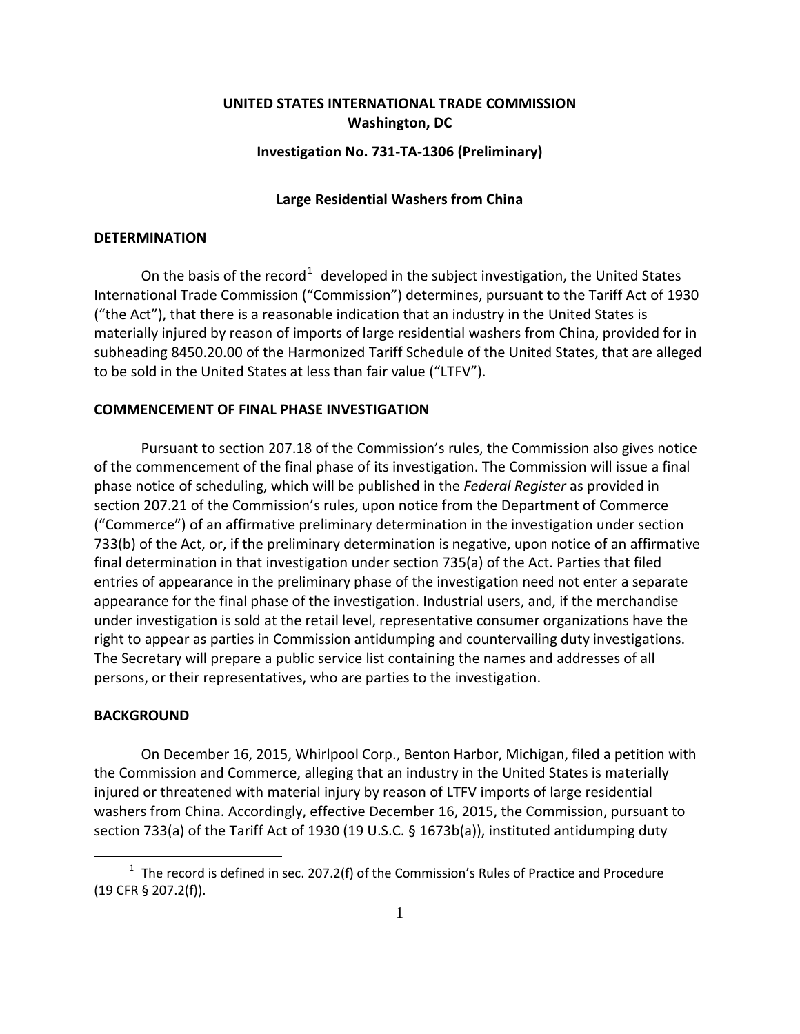**UNITED STATES INTERNATIONAL TRADE COMMISSION**
**Washington, DC**

**Investigation No. 731-TA-1306 (Preliminary)**

**Large Residential Washers from China**

## DETERMINATION

On the basis of the record[1] developed in the subject investigation, the United States International Trade Commission ("Commission") determines, pursuant to the Tariff Act of 1930 ("the Act"), that there is a reasonable indication that an industry in the United States is materially injured by reason of imports of large residential washers from China, provided for in subheading 8450.20.00 of the Harmonized Tariff Schedule of the United States, that are alleged to be sold in the United States at less than fair value ("LTFV").

## COMMENCEMENT OF FINAL PHASE INVESTIGATION

Pursuant to section 207.18 of the Commission's rules, the Commission also gives notice of the commencement of the final phase of its investigation. The Commission will issue a final phase notice of scheduling, which will be published in the *Federal Register* as provided in section 207.21 of the Commission's rules, upon notice from the Department of Commerce ("Commerce") of an affirmative preliminary determination in the investigation under section 733(b) of the Act, or, if the preliminary determination is negative, upon notice of an affirmative final determination in that investigation under section 735(a) of the Act. Parties that filed entries of appearance in the preliminary phase of the investigation need not enter a separate appearance for the final phase of the investigation. Industrial users, and, if the merchandise under investigation is sold at the retail level, representative consumer organizations have the right to appear as parties in Commission antidumping and countervailing duty investigations. The Secretary will prepare a public service list containing the names and addresses of all persons, or their representatives, who are parties to the investigation.

## BACKGROUND

On December 16, 2015, Whirlpool Corp., Benton Harbor, Michigan, filed a petition with the Commission and Commerce, alleging that an industry in the United States is materially injured or threatened with material injury by reason of LTFV imports of large residential washers from China. Accordingly, effective December 16, 2015, the Commission, pursuant to section 733(a) of the Tariff Act of 1930 (19 U.S.C. § 1673b(a)), instituted antidumping duty

[1] The record is defined in sec. 207.2(f) of the Commission's Rules of Practice and Procedure (19 CFR § 207.2(f)).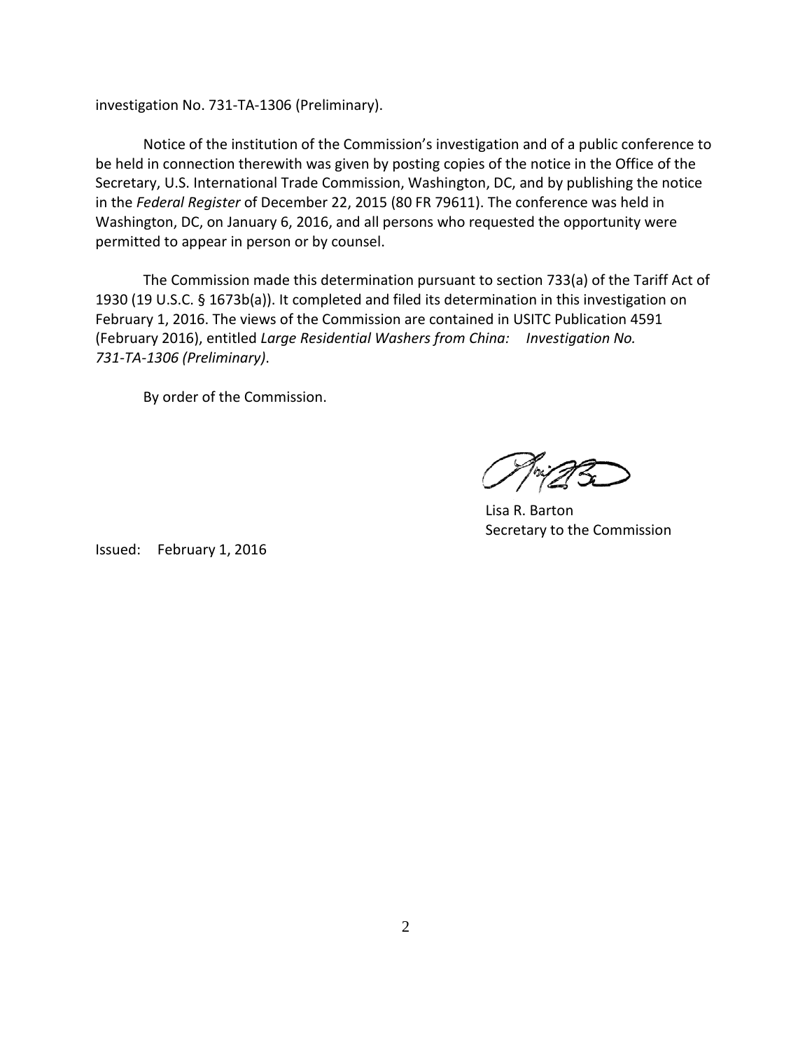investigation No. 731-TA-1306 (Preliminary).

Notice of the institution of the Commission's investigation and of a public conference to be held in connection therewith was given by posting copies of the notice in the Office of the Secretary, U.S. International Trade Commission, Washington, DC, and by publishing the notice in the *Federal Register* of December 22, 2015 (80 FR 79611). The conference was held in Washington, DC, on January 6, 2016, and all persons who requested the opportunity were permitted to appear in person or by counsel.

The Commission made this determination pursuant to section 733(a) of the Tariff Act of 1930 (19 U.S.C. § 1673b(a)). It completed and filed its determination in this investigation on February 1, 2016. The views of the Commission are contained in USITC Publication 4591 (February 2016), entitled *Large Residential Washers from China: Investigation No. 731-TA-1306 (Preliminary)*.

By order of the Commission.

Lisa R. Barton
Secretary to the Commission

Issued: February 1, 2016